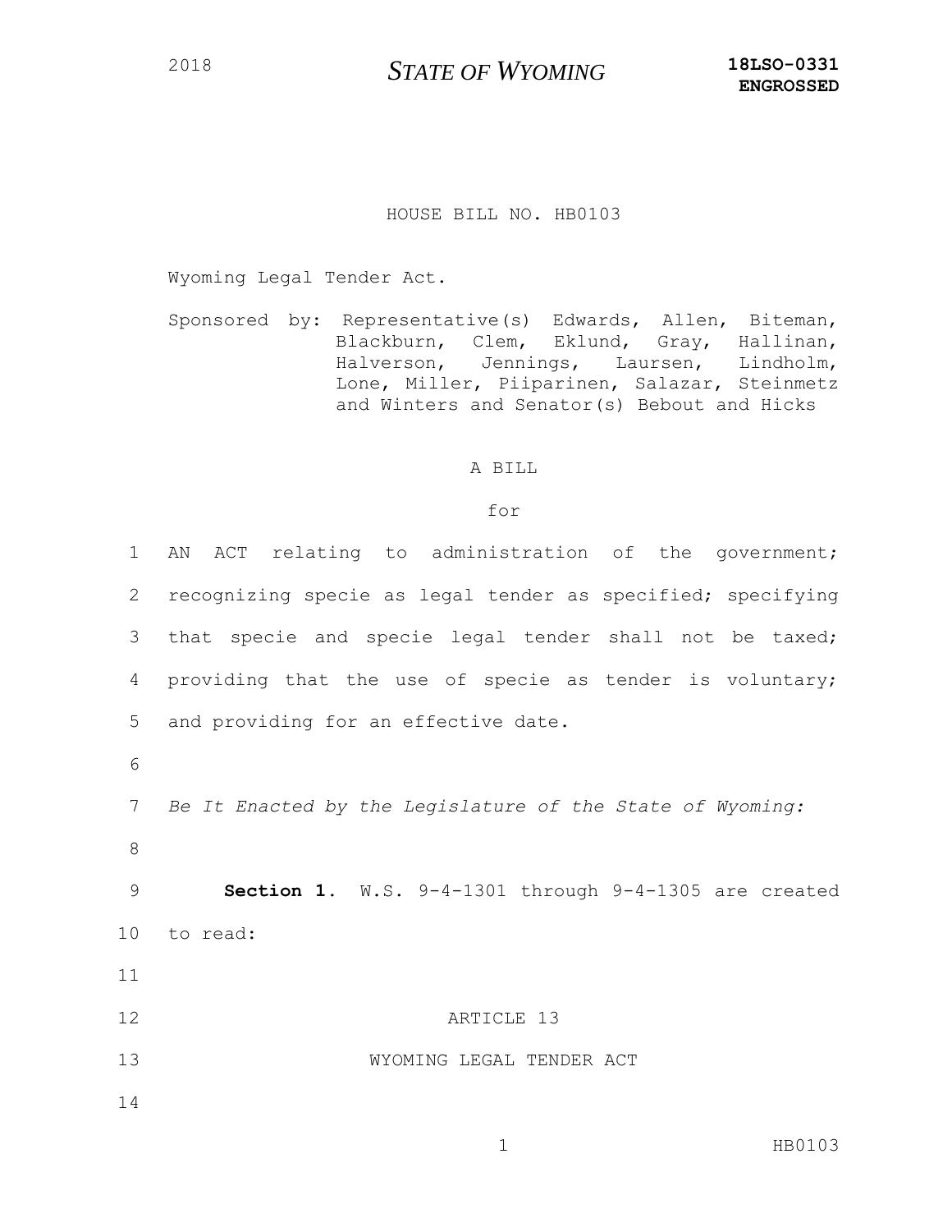2018 **STATE OF WYOMING** **18LSO-0331**
**ENGROSSED**

HOUSE BILL NO. HB0103

Wyoming Legal Tender Act.

Sponsored by: Representative(s) Edwards, Allen, Biteman, Blackburn, Clem, Eklund, Gray, Hallinan, Halverson, Jennings, Laursen, Lindholm, Lone, Miller, Piiparinen, Salazar, Steinmetz and Winters and Senator(s) Bebout and Hicks

A BILL

for

1 AN ACT relating to administration of the government;
2 recognizing specie as legal tender as specified; specifying
3 that specie and specie legal tender shall not be taxed;
4 providing that the use of specie as tender is voluntary;
5 and providing for an effective date.
6
7 *Be It Enacted by the Legislature of the State of Wyoming:*
8
9 **Section 1.** W.S. 9-4-1301 through 9-4-1305 are created
10 to read:
11
12 ARTICLE 13
13 WYOMING LEGAL TENDER ACT
14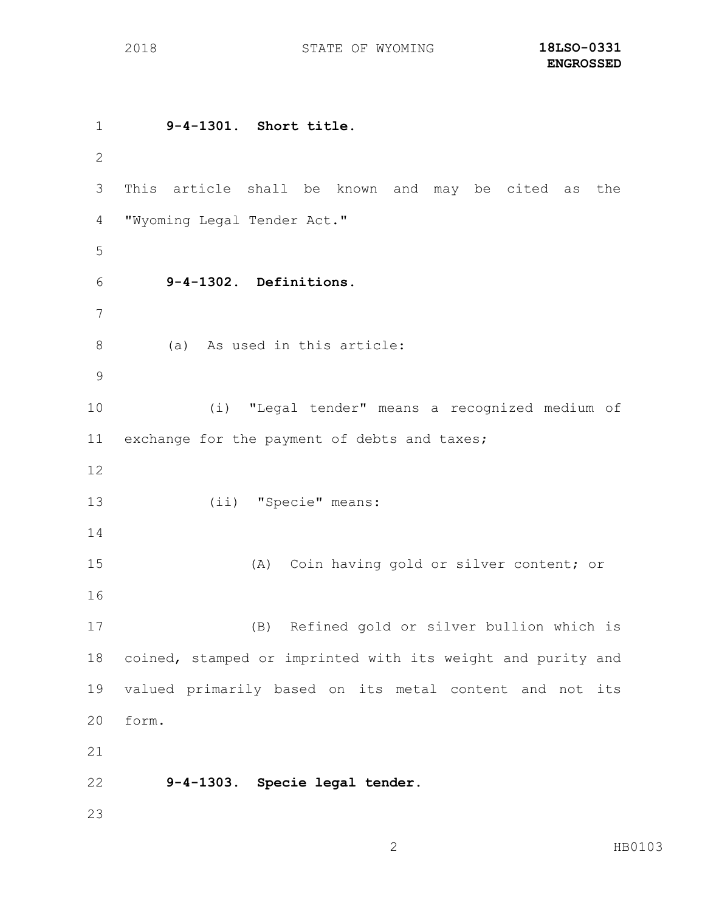**9-4-1301. Short title.**

This article shall be known and may be cited as the "Wyoming Legal Tender Act."

**9-4-1302. Definitions.**

(a) As used in this article:

(i) "Legal tender" means a recognized medium of exchange for the payment of debts and taxes;

(ii) "Specie" means:

(A) Coin having gold or silver content; or

(B) Refined gold or silver bullion which is coined, stamped or imprinted with its weight and purity and valued primarily based on its metal content and not its form.

**9-4-1303. Specie legal tender.**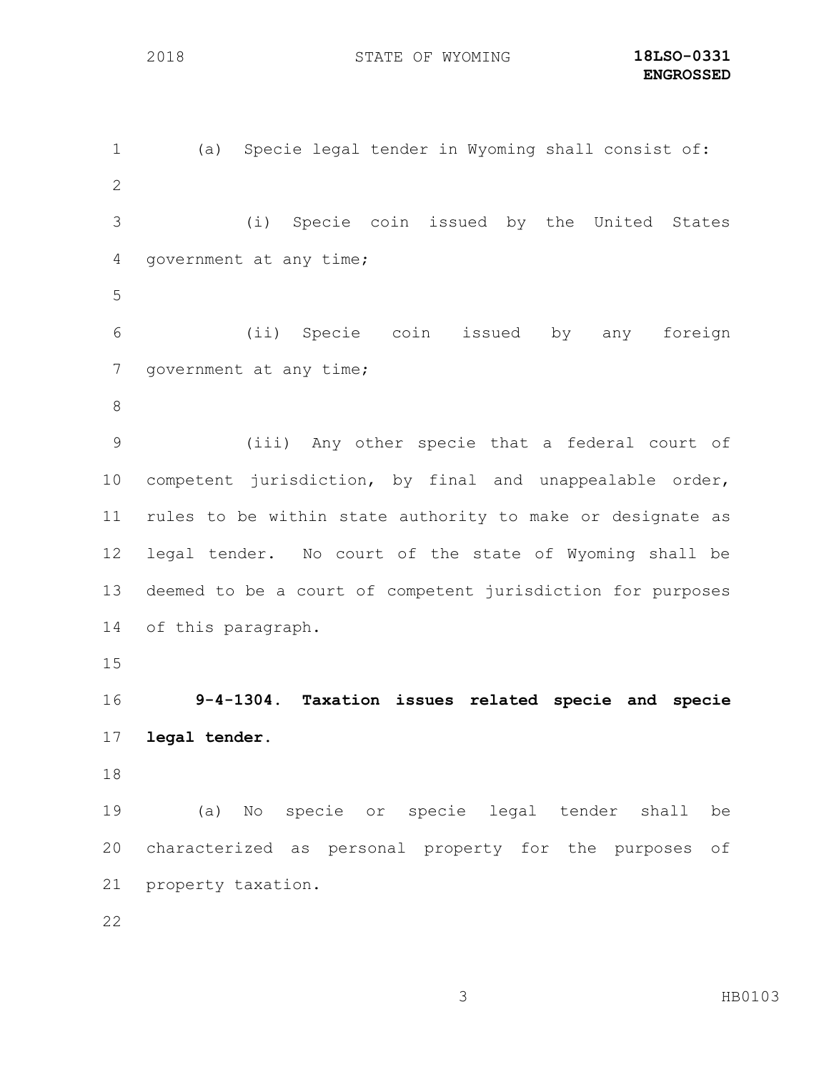(a) Specie legal tender in Wyoming shall consist of:

(i) Specie coin issued by the United States government at any time;

(ii) Specie coin issued by any foreign government at any time;

(iii) Any other specie that a federal court of competent jurisdiction, by final and unappealable order, rules to be within state authority to make or designate as legal tender. No court of the state of Wyoming shall be deemed to be a court of competent jurisdiction for purposes of this paragraph.

**9-4-1304. Taxation issues related specie and specie legal tender.**

(a) No specie or specie legal tender shall be characterized as personal property for the purposes of property taxation.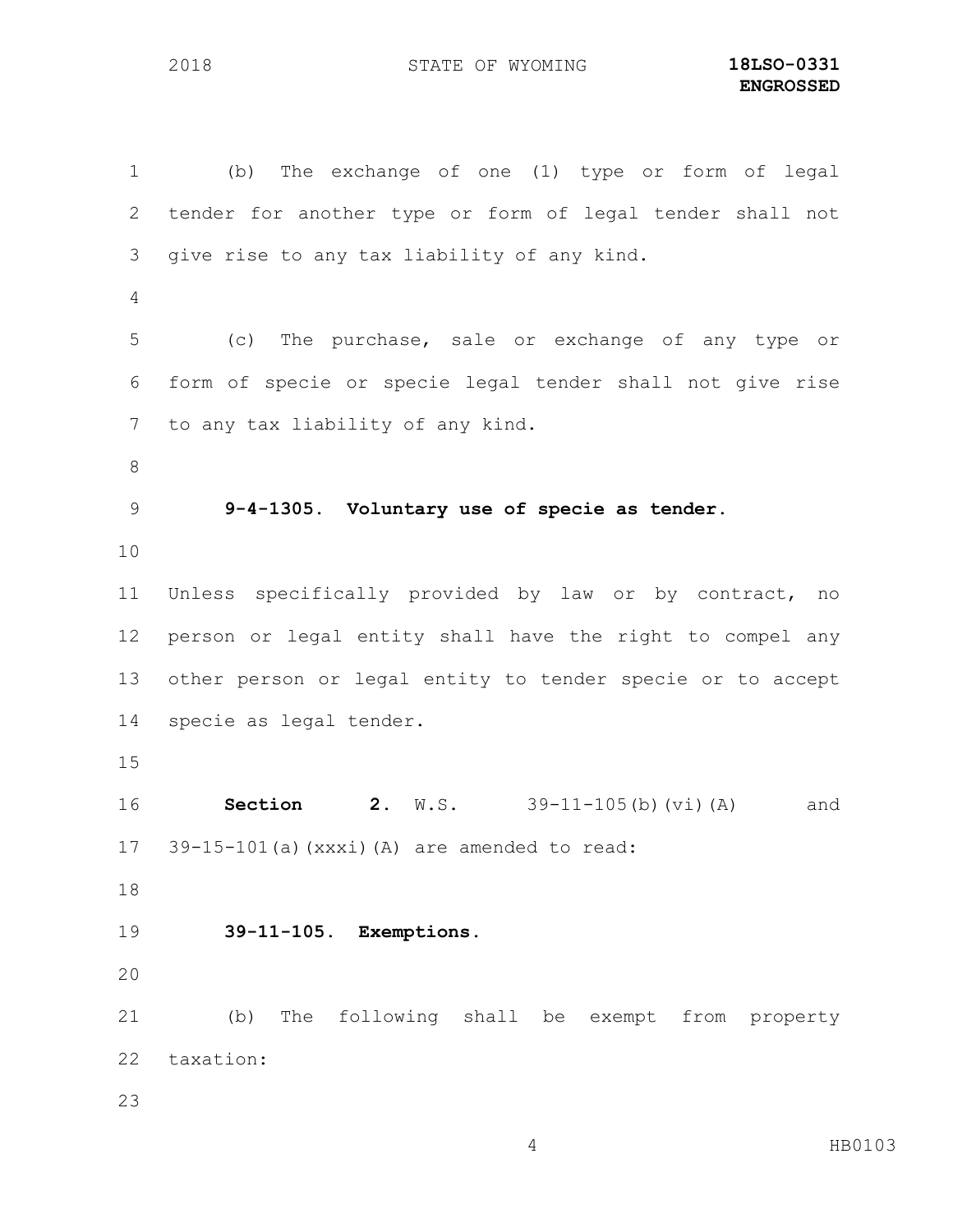(b) The exchange of one (1) type or form of legal tender for another type or form of legal tender shall not give rise to any tax liability of any kind.

(c) The purchase, sale or exchange of any type or form of specie or specie legal tender shall not give rise to any tax liability of any kind.

**9-4-1305. Voluntary use of specie as tender.**

Unless specifically provided by law or by contract, no person or legal entity shall have the right to compel any other person or legal entity to tender specie or to accept specie as legal tender.

**Section 2.** W.S. 39-11-105(b)(vi)(A) and 39-15-101(a)(xxxi)(A) are amended to read:

**39-11-105. Exemptions.**

(b) The following shall be exempt from property taxation: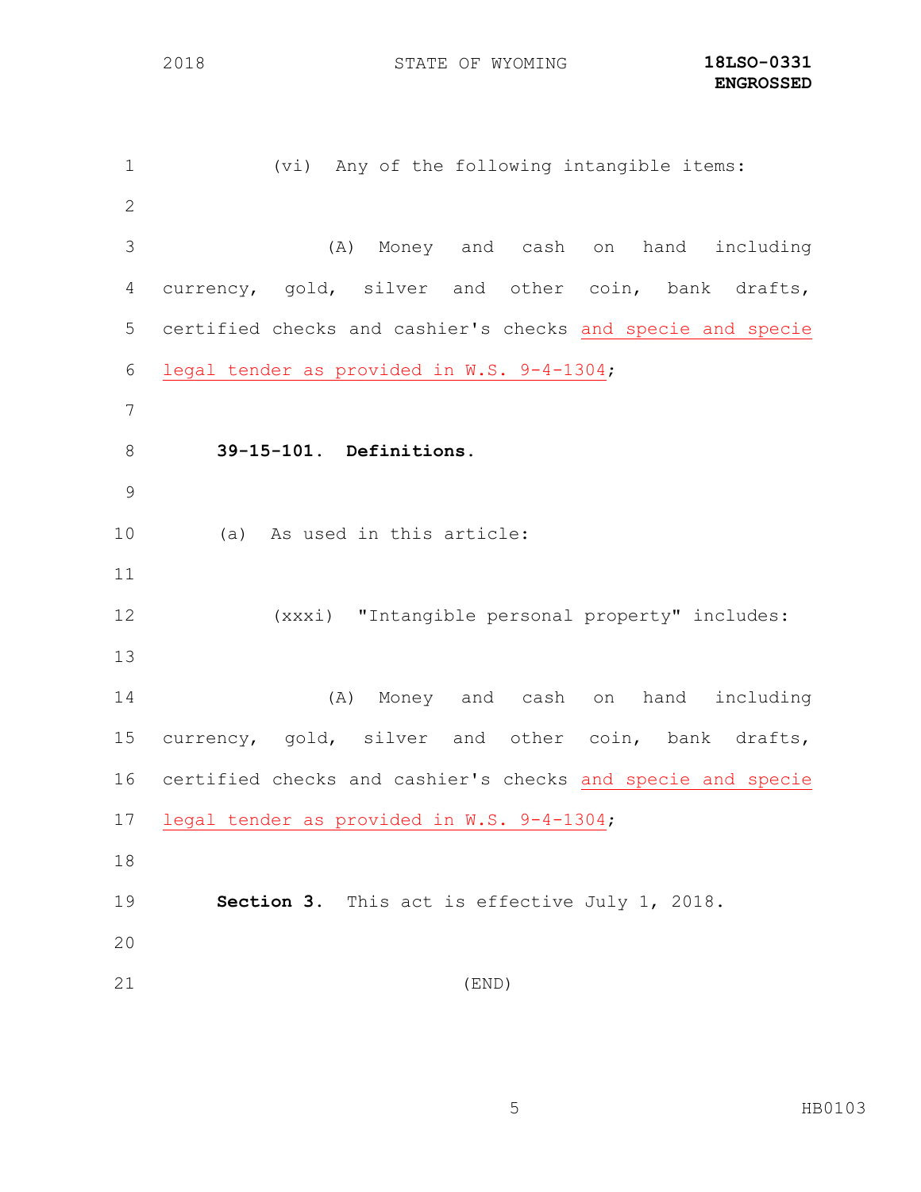(vi) Any of the following intangible items:

(A) Money and cash on hand including currency, gold, silver and other coin, bank drafts, certified checks and cashier's checks <u>and specie and specie legal tender as provided in W.S. 9-4-1304</u>;

**39-15-101. Definitions.**

(a) As used in this article:

(xxxi) "Intangible personal property" includes:

(A) Money and cash on hand including currency, gold, silver and other coin, bank drafts, certified checks and cashier's checks <u>and specie and specie legal tender as provided in W.S. 9-4-1304</u>;

**Section 3.** This act is effective July 1, 2018.

(END)